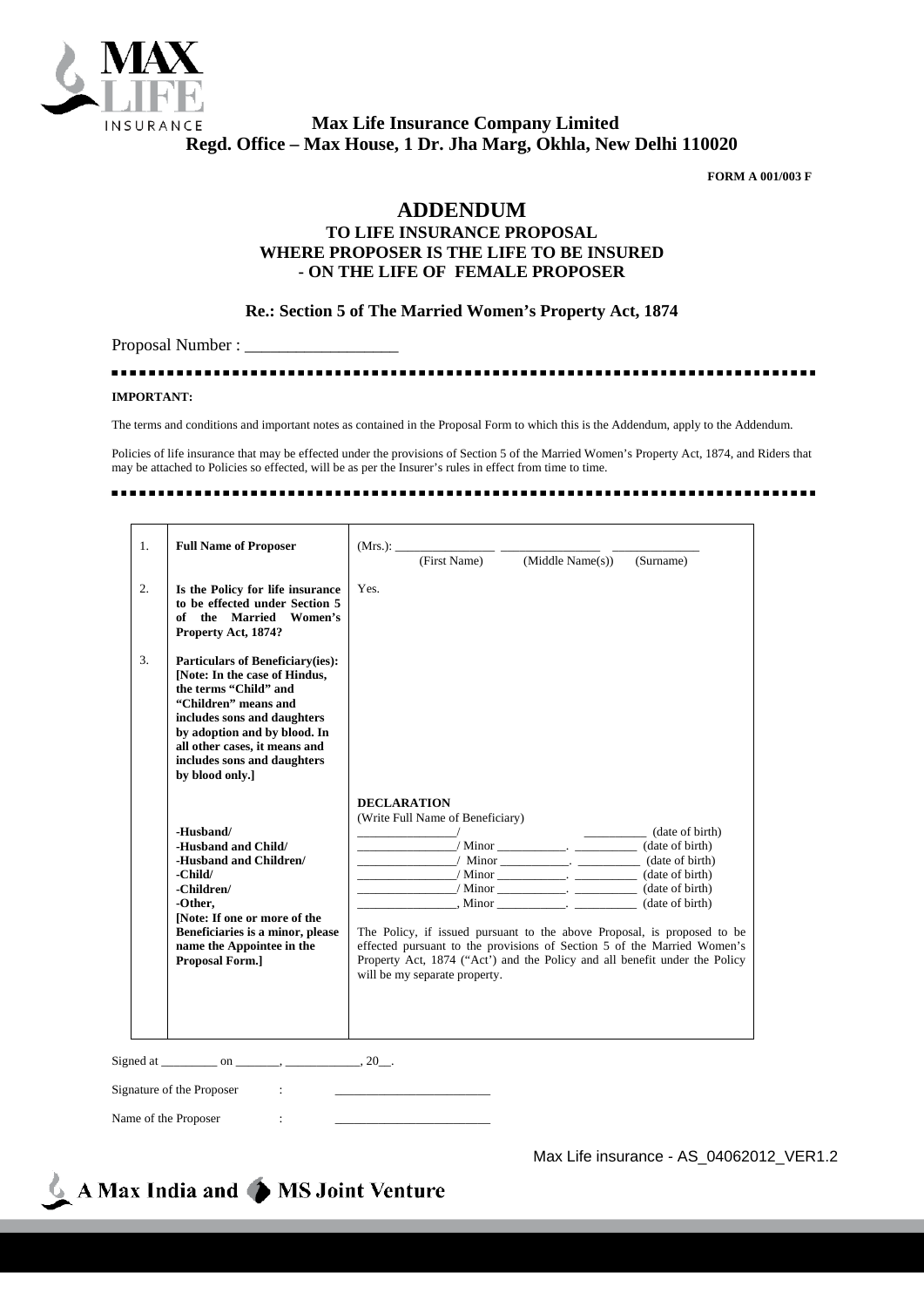**Max Life Insurance Company Limited**
**Regd. Office – Max House, 1 Dr. Jha Marg, Okhla, New Delhi 110020**

**FORM A 001/003 F**

# ADDENDUM

## TO LIFE INSURANCE PROPOSAL WHERE PROPOSER IS THE LIFE TO BE INSURED - ON THE LIFE OF FEMALE PROPOSER

### Re.: Section 5 of The Married Women's Property Act, 1874

Proposal Number : _________________

**IMPORTANT:**

The terms and conditions and important notes as contained in the Proposal Form to which this is the Addendum, apply to the Addendum.

Policies of life insurance that may be effected under the provisions of Section 5 of the Married Women's Property Act, 1874, and Riders that may be attached to Policies so effected, will be as per the Insurer's rules in effect from time to time.

| | | |
|---|---|---|
| 1. | **Full Name of Proposer** | (Mrs.): ________________ ________________ ______________<br>(First Name) (Middle Name(s)) (Surname) |
| 2. | **Is the Policy for life insurance to be effected under Section 5 of the Married Women's Property Act, 1874?** | Yes. |
| 3. | **Particulars of Beneficiary(ies): [Note: In the case of Hindus, the terms "Child" and "Children" means and includes sons and daughters by adoption and by blood. In all other cases, it means and includes sons and daughters by blood only.]**<br><br>**-Husband/**<br>**-Husband and Child/**<br>**-Husband and Children/**<br>**-Child/**<br>**-Children/**<br>**-Other,**<br>**[Note: If one or more of the Beneficiaries is a minor, please name the Appointee in the Proposal Form.]** | **DECLARATION**<br>(Write Full Name of Beneficiary)<br>________________/ __________ (date of birth)<br>________________/ Minor ___________. __________ (date of birth)<br>________________/ Minor ___________. __________ (date of birth)<br>________________/ Minor ___________. __________ (date of birth)<br>________________/ Minor ___________. __________ (date of birth)<br>________________, Minor ___________. __________ (date of birth)<br><br>The Policy, if issued pursuant to the above Proposal, is proposed to be effected pursuant to the provisions of Section 5 of the Married Women's Property Act, 1874 ("Act') and the Policy and all benefit under the Policy will be my separate property. |

Signed at _________ on _______, ___________, 20__.

Signature of the Proposer : ________________________

Name of the Proposer : ________________________

Max Life insurance - AS_04062012_VER1.2

A Max India and MS Joint Venture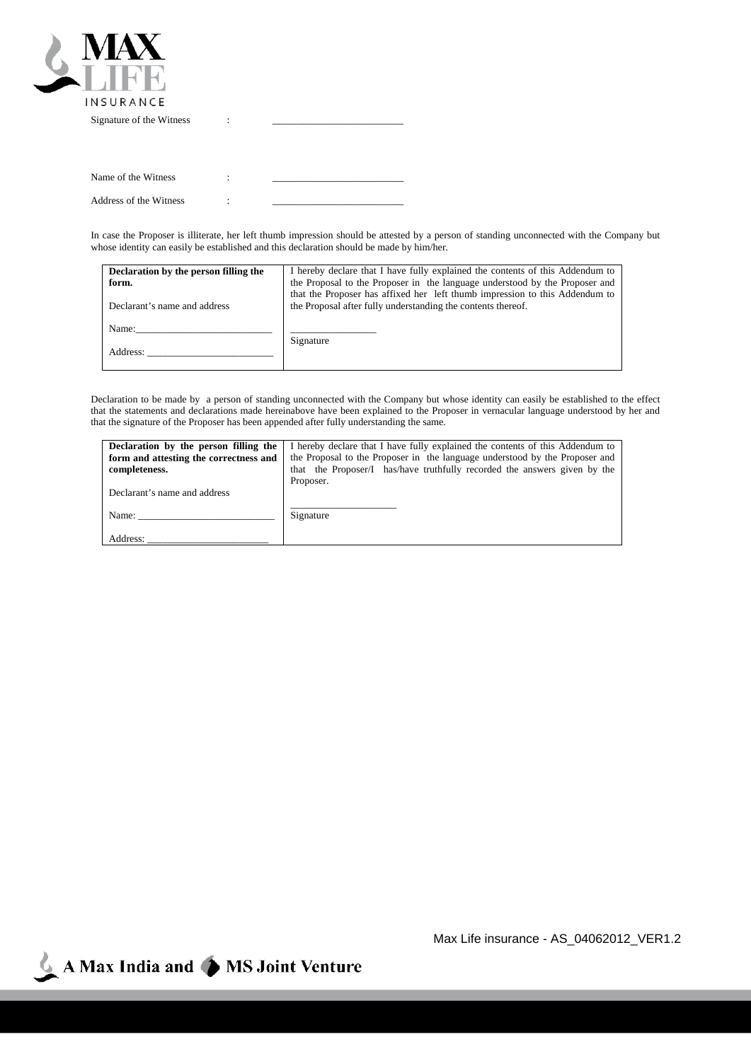Signature of the Witness : _________________________

Name of the Witness : _________________________

Address of the Witness : _________________________

In case the Proposer is illiterate, her left thumb impression should be attested by a person of standing unconnected with the Company but whose identity can easily be established and this declaration should be made by him/her.

| | |
|---|---|
| **Declaration by the person filling the form.**<br><br>Declarant's name and address<br><br>Name:___________________________<br><br>Address: _________________________ | I hereby declare that I have fully explained the contents of this Addendum to the Proposal to the Proposer in the language understood by the Proposer and that the Proposer has affixed her left thumb impression to this Addendum to the Proposal after fully understanding the contents thereof.<br><br>_________________<br>Signature |

Declaration to be made by a person of standing unconnected with the Company but whose identity can easily be established to the effect that the statements and declarations made hereinabove have been explained to the Proposer in vernacular language understood by her and that the signature of the Proposer has been appended after fully understanding the same.

| | |
|---|---|
| **Declaration by the person filling the form and attesting the correctness and completeness.**<br><br>Declarant's name and address<br><br>Name: ___________________________<br><br>Address: ________________________ | I hereby declare that I have fully explained the contents of this Addendum to the Proposal to the Proposer in the language understood by the Proposer and that the Proposer/I has/have truthfully recorded the answers given by the Proposer.<br><br>_____________________<br>Signature |

Max Life insurance - AS_04062012_VER1.2

A Max India and MS Joint Venture